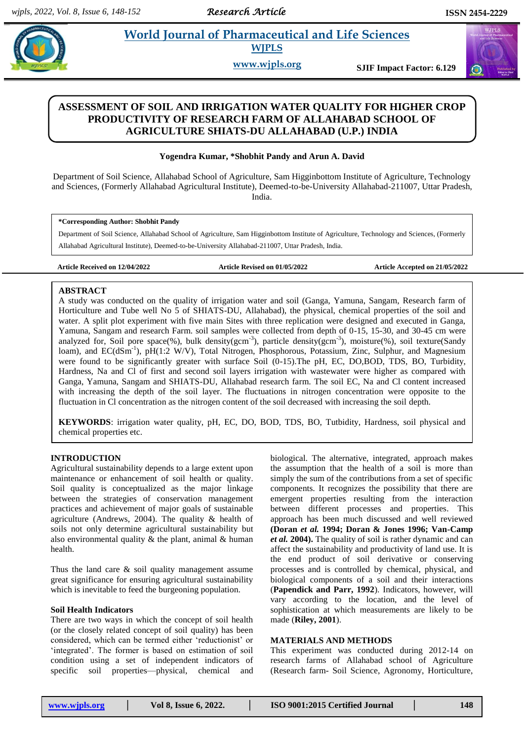# ASSESSMENT OF SOIL AND IRRIGATION WATER QUALITY FOR HIGHER CROP PRODUCTIVITY OF RESEARCH FARM OF ALLAHABAD SCHOOL OF AGRICULTURE SHIATS-DU ALLAHABAD (U.P.) INDIA

**Yogendra Kumar, *Shobhit Pandy and Arun A. David**

Department of Soil Science, Allahabad School of Agriculture, Sam Higginbottom Institute of Agriculture, Technology and Sciences, (Formerly Allahabad Agricultural Institute), Deemed-to-be-University Allahabad-211007, Uttar Pradesh, India.

**\*Corresponding Author: Shobhit Pandy**

Department of Soil Science, Allahabad School of Agriculture, Sam Higginbottom Institute of Agriculture, Technology and Sciences, (Formerly Allahabad Agricultural Institute), Deemed-to-be-University Allahabad-211007, Uttar Pradesh, India.

**Article Received on 12/04/2022** **Article Revised on 01/05/2022** **Article Accepted on 21/05/2022**

## ABSTRACT

A study was conducted on the quality of irrigation water and soil (Ganga, Yamuna, Sangam, Research farm of Horticulture and Tube well No 5 of SHIATS-DU, Allahabad), the physical, chemical properties of the soil and water. A split plot experiment with five main Sites with three replication were designed and executed in Ganga, Yamuna, Sangam and research Farm. soil samples were collected from depth of 0-15, 15-30, and 30-45 cm were analyzed for, Soil pore space(%), bulk density(gcm$^{-3}$), particle density(gcm$^{-3}$), moisture(%), soil texture(Sandy loam), and EC(dSm$^{-1}$), pH(1:2 W/V), Total Nitrogen, Phosphorous, Potassium, Zinc, Sulphur, and Magnesium were found to be significantly greater with surface Soil (0-15).The pH, EC, DO,BOD, TDS, BO, Turbidity, Hardness, Na and Cl of first and second soil layers irrigation with wastewater were higher as compared with Ganga, Yamuna, Sangam and SHIATS-DU, Allahabad research farm. The soil EC, Na and Cl content increased with increasing the depth of the soil layer. The fluctuations in nitrogen concentration were opposite to the fluctuation in Cl concentration as the nitrogen content of the soil decreased with increasing the soil depth.

**KEYWORDS**: irrigation water quality, pH, EC, DO, BOD, TDS, BO, Tutbidity, Hardness, soil physical and chemical properties etc.

## INTRODUCTION

Agricultural sustainability depends to a large extent upon maintenance or enhancement of soil health or quality. Soil quality is conceptualized as the major linkage between the strategies of conservation management practices and achievement of major goals of sustainable agriculture (Andrews, 2004). The quality & health of soils not only determine agricultural sustainability but also environmental quality & the plant, animal & human health.

Thus the land care & soil quality management assume great significance for ensuring agricultural sustainability which is inevitable to feed the burgeoning population.

### Soil Health Indicators

There are two ways in which the concept of soil health (or the closely related concept of soil quality) has been considered, which can be termed either 'reductionist' or 'integrated'. The former is based on estimation of soil condition using a set of independent indicators of specific soil properties—physical, chemical and biological. The alternative, integrated, approach makes the assumption that the health of a soil is more than simply the sum of the contributions from a set of specific components. It recognizes the possibility that there are emergent properties resulting from the interaction between different processes and properties. This approach has been much discussed and well reviewed **(Doran *et al.* 1994; Doran & Jones 1996; Van-Camp *et al.* 2004).** The quality of soil is rather dynamic and can affect the sustainability and productivity of land use. It is the end product of soil derivative or conserving processes and is controlled by chemical, physical, and biological components of a soil and their interactions (**Papendick and Parr, 1992**). Indicators, however, will vary according to the location, and the level of sophistication at which measurements are likely to be made (**Riley, 2001**).

## MATERIALS AND METHODS

This experiment was conducted during 2012-14 on research farms of Allahabad school of Agriculture (Research farm- Soil Science, Agronomy, Horticulture,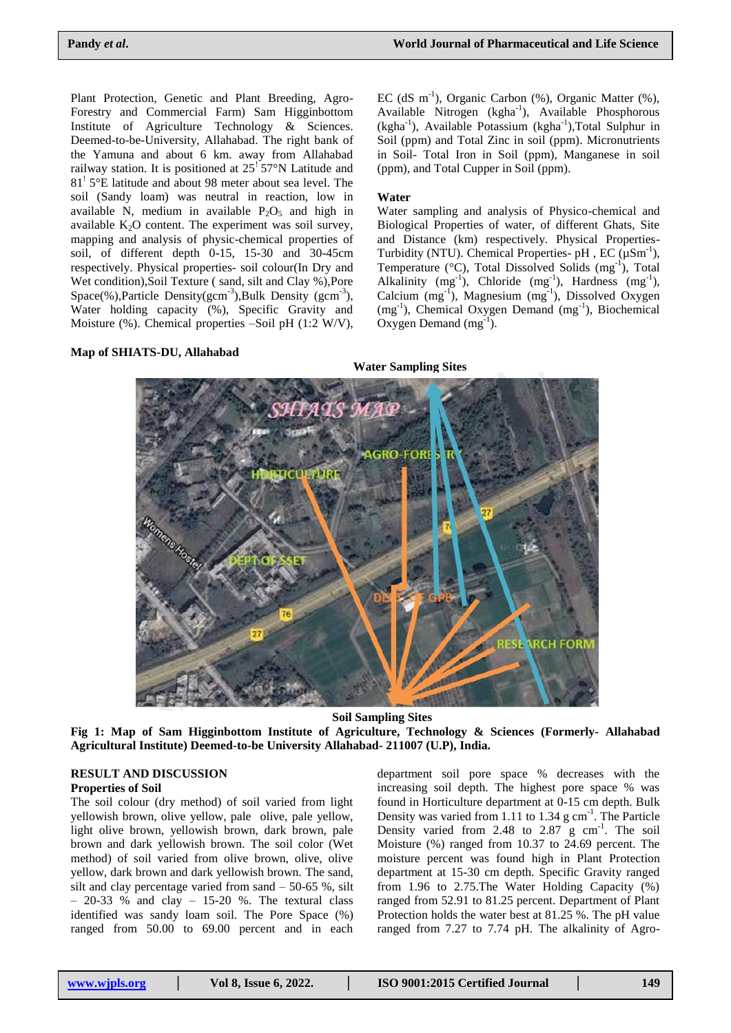Plant Protection, Genetic and Plant Breeding, Agro-Forestry and Commercial Farm) Sam Higginbottom Institute of Agriculture Technology & Sciences. Deemed-to-be-University, Allahabad. The right bank of the Yamuna and about 6 km. away from Allahabad railway station. It is positioned at 25' 57°N Latitude and 81' 5°E latitude and about 98 meter about sea level. The soil (Sandy loam) was neutral in reaction, low in available N, medium in available $P_2O_5$ and high in available $K_2O$ content. The experiment was soil survey, mapping and analysis of physic-chemical properties of soil, of different depth 0-15, 15-30 and 30-45cm respectively. Physical properties- soil colour(In Dry and Wet condition),Soil Texture ( sand, silt and Clay %),Pore Space(%),Particle Density($gcm^{-3}$),Bulk Density ($gcm^{-3}$), Water holding capacity (%), Specific Gravity and Moisture (%). Chemical properties –Soil pH (1:2 W/V), EC (dS $m^{-1}$), Organic Carbon (%), Organic Matter (%), Available Nitrogen ($kgha^{-1}$), Available Phosphorous ($kgha^{-1}$), Available Potassium ($kgha^{-1}$),Total Sulphur in Soil (ppm) and Total Zinc in soil (ppm). Micronutrients in Soil- Total Iron in Soil (ppm), Manganese in soil (ppm), and Total Cupper in Soil (ppm).

**Water**

Water sampling and analysis of Physico-chemical and Biological Properties of water, of different Ghats, Site and Distance (km) respectively. Physical Properties-Turbidity (NTU). Chemical Properties- pH , EC ($\mu Sm^{-1}$), Temperature (°C), Total Dissolved Solids ($mg^{-1}$), Total Alkalinity ($mg^{-1}$), Chloride ($mg^{-1}$), Hardness ($mg^{-1}$), Calcium ($mg^{-1}$), Magnesium ($mg^{-1}$), Dissolved Oxygen ($mg^{-1}$), Chemical Oxygen Demand ($mg^{-1}$), Biochemical Oxygen Demand ($mg^{-1}$).

**Map of SHIATS-DU, Allahabad**

**Water Sampling Sites**

**Soil Sampling Sites**

**Fig 1: Map of Sam Higginbottom Institute of Agriculture, Technology & Sciences (Formerly- Allahabad Agricultural Institute) Deemed-to-be University Allahabad- 211007 (U.P), India.**

## RESULT AND DISCUSSION

### Properties of Soil

The soil colour (dry method) of soil varied from light yellowish brown, olive yellow, pale olive, pale yellow, light olive brown, yellowish brown, dark brown, pale brown and dark yellowish brown. The soil color (Wet method) of soil varied from olive brown, olive, olive yellow, dark brown and dark yellowish brown. The sand, silt and clay percentage varied from sand – 50-65 %, silt – 20-33 % and clay – 15-20 %. The textural class identified was sandy loam soil. The Pore Space (%) ranged from 50.00 to 69.00 percent and in each department soil pore space % decreases with the increasing soil depth. The highest pore space % was found in Horticulture department at 0-15 cm depth. Bulk Density was varied from 1.11 to 1.34 g $cm^{-1}$. The Particle Density varied from 2.48 to 2.87 g $cm^{-1}$. The soil Moisture (%) ranged from 10.37 to 24.69 percent. The moisture percent was found high in Plant Protection department at 15-30 cm depth. Specific Gravity ranged from 1.96 to 2.75.The Water Holding Capacity (%) ranged from 52.91 to 81.25 percent. Department of Plant Protection holds the water best at 81.25 %. The pH value ranged from 7.27 to 7.74 pH. The alkalinity of Agro-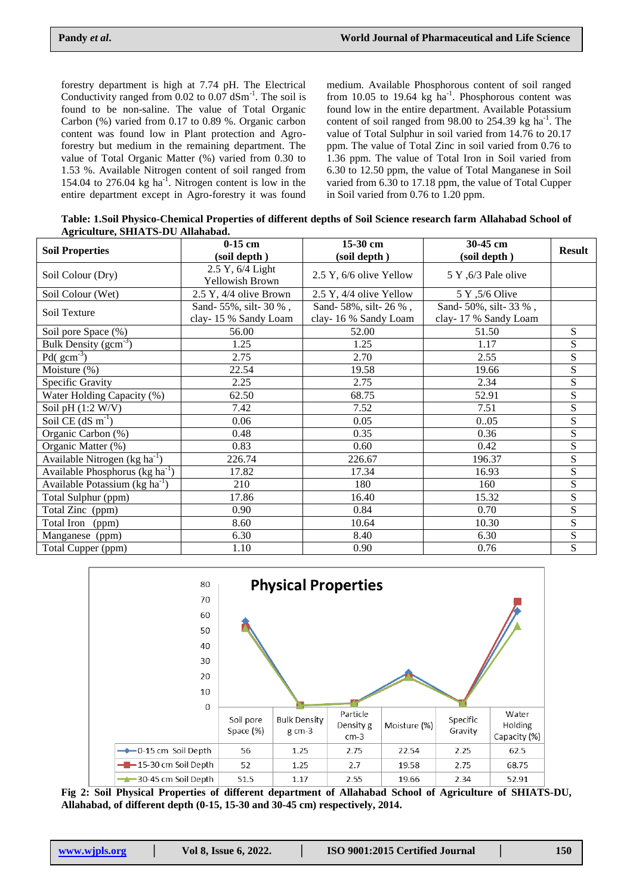forestry department is high at 7.74 pH. The Electrical Conductivity ranged from 0.02 to 0.07 $dSm^{-1}$. The soil is found to be non-saline. The value of Total Organic Carbon (%) varied from 0.17 to 0.89 %. Organic carbon content was found low in Plant protection and Agro-forestry but medium in the remaining department. The value of Total Organic Matter (%) varied from 0.30 to 1.53 %. Available Nitrogen content of soil ranged from 154.04 to 276.04 kg $ha^{-1}$. Nitrogen content is low in the entire department except in Agro-forestry it was found medium. Available Phosphorous content of soil ranged from 10.05 to 19.64 kg $ha^{-1}$. Phosphorous content was found low in the entire department. Available Potassium content of soil ranged from 98.00 to 254.39 kg $ha^{-1}$. The value of Total Sulphur in soil varied from 14.76 to 20.17 ppm. The value of Total Zinc in soil varied from 0.76 to 1.36 ppm. The value of Total Iron in Soil varied from 6.30 to 12.50 ppm, the value of Total Manganese in Soil varied from 6.30 to 17.18 ppm, the value of Total Cupper in Soil varied from 0.76 to 1.20 ppm.

**Table: 1.Soil Physico-Chemical Properties of different depths of Soil Science research farm Allahabad School of Agriculture, SHIATS-DU Allahabad.**

| Soil Properties | 0-15 cm (soil depth ) | 15-30 cm (soil depth ) | 30-45 cm (soil depth ) | Result |
|---|---|---|---|---|
| Soil Colour (Dry) | 2.5 Y, 6/4 Light Yellowish Brown | 2.5 Y, 6/6 olive Yellow | 5 Y ,6/3 Pale olive | |
| Soil Colour (Wet) | 2.5 Y, 4/4 olive Brown | 2.5 Y, 4/4 olive Yellow | 5 Y ,5/6 Olive | |
| Soil Texture | Sand- 55%, silt- 30 % , clay- 15 % Sandy Loam | Sand- 58%, silt- 26 % , clay- 16 % Sandy Loam | Sand- 50%, silt- 33 % , clay- 17 % Sandy Loam | |
| Soil pore Space (%) | 56.00 | 52.00 | 51.50 | S |
| Bulk Density ($gcm^{-3}$) | 1.25 | 1.25 | 1.17 | S |
| Pd( $gcm^{-3}$) | 2.75 | 2.70 | 2.55 | S |
| Moisture (%) | 22.54 | 19.58 | 19.66 | S |
| Specific Gravity | 2.25 | 2.75 | 2.34 | S |
| Water Holding Capacity (%) | 62.50 | 68.75 | 52.91 | S |
| Soil pH (1:2 W/V) | 7.42 | 7.52 | 7.51 | S |
| Soil CE (dS $m^{-1}$) | 0.06 | 0.05 | 0..05 | S |
| Organic Carbon (%) | 0.48 | 0.35 | 0.36 | S |
| Organic Matter (%) | 0.83 | 0.60 | 0.42 | S |
| Available Nitrogen (kg $ha^{-1}$) | 226.74 | 226.67 | 196.37 | S |
| Available Phosphorus (kg $ha^{-1}$) | 17.82 | 17.34 | 16.93 | S |
| Available Potassium (kg $ha^{-1}$) | 210 | 180 | 160 | S |
| Total Sulphur (ppm) | 17.86 | 16.40 | 15.32 | S |
| Total Zinc (ppm) | 0.90 | 0.84 | 0.70 | S |
| Total Iron (ppm) | 8.60 | 10.64 | 10.30 | S |
| Manganese (ppm) | 6.30 | 8.40 | 6.30 | S |
| Total Cupper (ppm) | 1.10 | 0.90 | 0.76 | S |

**Physical Properties**

| | Soil pore Space (%) | Bulk Density g cm-3 | Particle Density g cm-3 | Moisture (%) | Specific Gravity | Water Holding Capacity (%) |
|---|---|---|---|---|---|---|
| 0-15 cm Soil Depth | 56 | 1.25 | 2.75 | 22.54 | 2.25 | 62.5 |
| 15-30 cm Soil Depth | 52 | 1.25 | 2.7 | 19.58 | 2.75 | 68.75 |
| 30-45 cm Soil Depth | 51.5 | 1.17 | 2.55 | 19.66 | 2.34 | 52.91 |

**Fig 2: Soil Physical Properties of different department of Allahabad School of Agriculture of SHIATS-DU, Allahabad, of different depth (0-15, 15-30 and 30-45 cm) respectively, 2014.**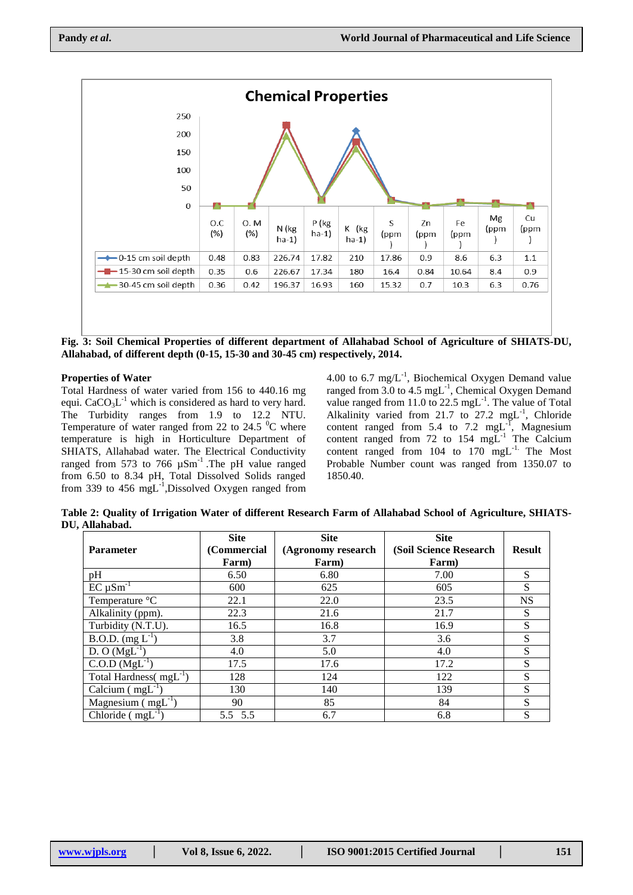## Chemical Properties

| | O.C (%) | O. M (%) | N (kg ha-1) | P (kg ha-1) | K (kg ha-1) | S (ppm) | Zn (ppm) | Fe (ppm) | Mg (ppm) | Cu (ppm) |
|---|---|---|---|---|---|---|---|---|---|---|
| 0-15 cm soil depth | 0.48 | 0.83 | 226.74 | 17.82 | 210 | 17.86 | 0.9 | 8.6 | 6.3 | 1.1 |
| 15-30 cm soil depth | 0.35 | 0.6 | 226.67 | 17.34 | 180 | 16.4 | 0.84 | 10.64 | 8.4 | 0.9 |
| 30-45 cm soil depth | 0.36 | 0.42 | 196.37 | 16.93 | 160 | 15.32 | 0.7 | 10.3 | 6.3 | 0.76 |

**Fig. 3: Soil Chemical Properties of different department of Allahabad School of Agriculture of SHIATS-DU, Allahabad, of different depth (0-15, 15-30 and 30-45 cm) respectively, 2014.**

**Properties of Water**

Total Hardness of water varied from 156 to 440.16 mg equi. $CaCO_3L^{-1}$ which is considered as hard to very hard. The Turbidity ranges from 1.9 to 12.2 NTU. Temperature of water ranged from 22 to 24.5 $^0$C where temperature is high in Horticulture Department of SHIATS, Allahabad water. The Electrical Conductivity ranged from 573 to 766 µSm$^{-1}$ .The pH value ranged from 6.50 to 8.34 pH, Total Dissolved Solids ranged from 339 to 456 mgL$^{-1}$,Dissolved Oxygen ranged from 4.00 to 6.7 mg/L$^{-1}$, Biochemical Oxygen Demand value ranged from 3.0 to 4.5 mgL$^{-1}$, Chemical Oxygen Demand value ranged from 11.0 to 22.5 mgL$^{-1}$. The value of Total Alkalinity varied from 21.7 to 27.2 mgL$^{-1}$, Chloride content ranged from 5.4 to 7.2 mgL$^{-1}$, Magnesium content ranged from 72 to 154 mgL$^{-1}$ The Calcium content ranged from 104 to 170 mgL$^{-1.}$ The Most Probable Number count was ranged from 1350.07 to 1850.40.

**Table 2: Quality of Irrigation Water of different Research Farm of Allahabad School of Agriculture, SHIATS-DU, Allahabad.**

| Parameter | Site (Commercial Farm) | Site (Agronomy research Farm) | Site (Soil Science Research Farm) | Result |
|---|---|---|---|---|
| pH | 6.50 | 6.80 | 7.00 | S |
| EC µSm$^{-1}$ | 600 | 625 | 605 | S |
| Temperature °C | 22.1 | 22.0 | 23.5 | NS |
| Alkalinity (ppm). | 22.3 | 21.6 | 21.7 | S |
| Turbidity (N.T.U). | 16.5 | 16.8 | 16.9 | S |
| B.O.D. (mg L$^{-1}$) | 3.8 | 3.7 | 3.6 | S |
| D. O (MgL$^{-1}$) | 4.0 | 5.0 | 4.0 | S |
| C.O.D (MgL$^{-1}$) | 17.5 | 17.6 | 17.2 | S |
| Total Hardness( mgL$^{-1}$) | 128 | 124 | 122 | S |
| Calcium ( mgL$^{-1}$) | 130 | 140 | 139 | S |
| Magnesium ( mgL$^{-1}$) | 90 | 85 | 84 | S |
| Chloride ( mgL$^{-1}$) | 5.5 5.5 | 6.7 | 6.8 | S |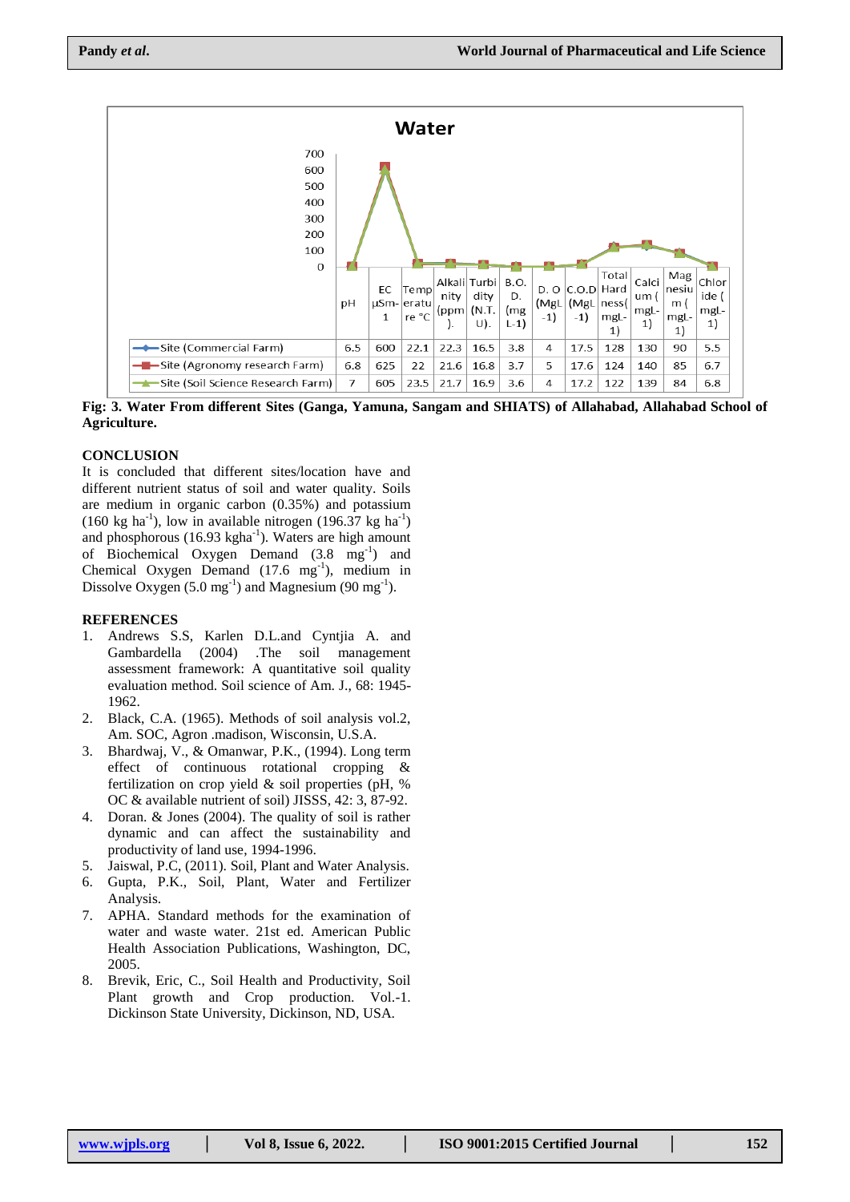Water

700
600
500
400
300
200
100
0

pH
EC µSm-1
Temperature °C
Alkalinity (ppm).
Turbidity (N.T.U).
B.O.D. (mg L-1)
D. O (MgL-1)
C.O.D (MgL-1)
Total Hardness( mgL-1)
Calcium ( mgL-1)
Magnesium ( mgL-1)
Chloride ( mgL-1)

Site (Commercial Farm) 6.5 600 22.1 22.3 16.5 3.8 4 17.5 128 130 90 5.5
Site (Agronomy research Farm) 6.8 625 22 21.6 16.8 3.7 5 17.6 124 140 85 6.7
Site (Soil Science Research Farm) 7 605 23.5 21.7 16.9 3.6 4 17.2 122 139 84 6.8

**Fig: 3. Water From different Sites (Ganga, Yamuna, Sangam and SHIATS) of Allahabad, Allahabad School of Agriculture.**

## CONCLUSION

It is concluded that different sites/location have and different nutrient status of soil and water quality. Soils are medium in organic carbon (0.35%) and potassium (160 kg $ha^{-1}$), low in available nitrogen (196.37 kg $ha^{-1}$) and phosphorous (16.93 $kgha^{-1}$). Waters are high amount of Biochemical Oxygen Demand (3.8 $mg^{-1}$) and Chemical Oxygen Demand (17.6 $mg^{-1}$), medium in Dissolve Oxygen (5.0 $mg^{-1}$) and Magnesium (90 $mg^{-1}$).

## REFERENCES

1. Andrews S.S, Karlen D.L.and Cyntjia A. and Gambardella (2004) .The soil management assessment framework: A quantitative soil quality evaluation method. Soil science of Am. J., 68: 1945-1962.
2. Black, C.A. (1965). Methods of soil analysis vol.2, Am. SOC, Agron .madison, Wisconsin, U.S.A.
3. Bhardwaj, V., & Omanwar, P.K., (1994). Long term effect of continuous rotational cropping & fertilization on crop yield & soil properties (pH, % OC & available nutrient of soil) JISSS, 42: 3, 87-92.
4. Doran. & Jones (2004). The quality of soil is rather dynamic and can affect the sustainability and productivity of land use, 1994-1996.
5. Jaiswal, P.C, (2011). Soil, Plant and Water Analysis.
6. Gupta, P.K., Soil, Plant, Water and Fertilizer Analysis.
7. APHA. Standard methods for the examination of water and waste water. 21st ed. American Public Health Association Publications, Washington, DC, 2005.
8. Brevik, Eric, C., Soil Health and Productivity, Soil Plant growth and Crop production. Vol.-1. Dickinson State University, Dickinson, ND, USA.